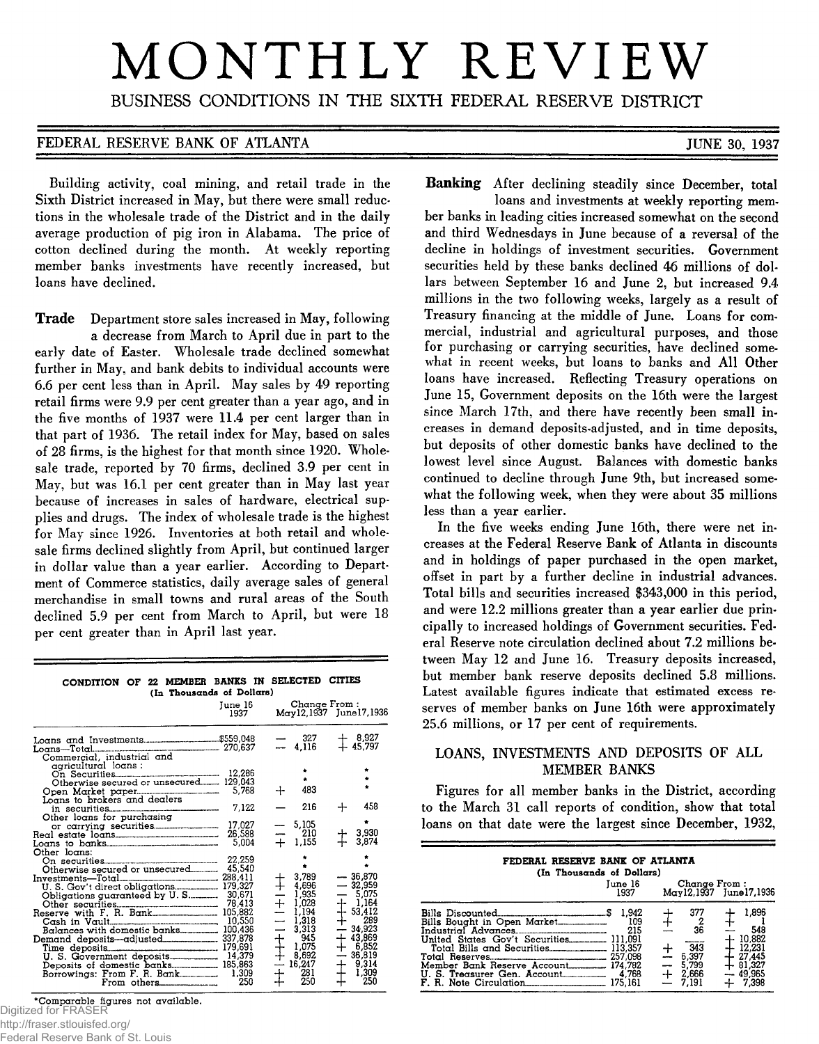# MONTHLY REVIEW

BUSINESS CONDITIONS IN THE SIXTH FEDERAL RESERVE DISTRICT

FEDERAL RESERVE BANK OF ATLANTA — JUNE 30, 1937

Building activity, coal mining, and retail trade in the Sixth District increased in May, but there were small reductions in the wholesale trade of the District and in the daily average production of pig iron in Alabama. The price of cotton declined during the month. At weekly reporting member banks investments have recently increased, but loans have declined.

**Trade** Department store sales increased in May, following a decrease from March to April due in part to the early date of Easter. Wholesale trade declined somewhat further in May, and bank debits to individual accounts were 6.6 per cent less than in April. May sales by 49 reporting retail firms were 9.9 per cent greater than a year ago, and in the five months of 1937 were 11.4 per cent larger than in that part of 1936. The retail index for May, based on sales of 28 firms, is the highest for that month since 1920. Wholesale trade, reported by 70 firms, declined 3.9 per cent in May, but was 16.1 per cent greater than in May last year because of increases in sales of hardware, electrical supplies and drugs. The index of wholesale trade is the highest for May since 1926. Inventories at both retail and wholesale firms declined slightly from April, but continued larger in dollar value than a year earlier. According to Department of Commerce statistics, daily average sales of general merchandise in small towns and rural areas of the South declined 5.9 per cent from March to April, but were 18 per cent greater than in April last year.

**CONDITION OF 22 MEMBER BANKS IN SELECTED CITIES**
(In Thousands of Dollars)

| | June 16 1937 | Change From: May 12, 1937 | Change From: June 17, 1936 |
|---|---|---|---|
| Loans and Investments | $559,048 | — 327 | + 8,927 |
| Loans—Total | 270,637 | — 4,116 | + 45,797 |
| Commercial, industrial and agricultural loans: | | | |
| On Securities | 12,286 | * | * |
| Otherwise secured or unsecured | 129,043 | * | * |
| Open Market paper | 5,768 | + 483 | * |
| Loans to brokers and dealers in securities | 7,122 | — 216 | + 458 |
| Other loans for purchasing or carrying securities | 17,027 | — 5,105 | * |
| Real estate loans | 26,588 | — 210 | + 3,930 |
| Loans to banks | 5,004 | + 1,155 | + 3,874 |
| Other loans: | | | |
| On securities | 22,259 | * | * |
| Otherwise secured or unsecured | 45,540 | * | * |
| Investments—Total | 288,411 | + 3,789 | — 36,870 |
| U. S. Gov't direct obligations | 179,327 | + 4,696 | — 32,959 |
| Obligations guaranteed by U. S. | 30,671 | — 1,935 | — 5,075 |
| Other securities | 78,413 | + 1,028 | + 1,164 |
| Reserve with F. R. Bank | 105,882 | — 1,194 | + 53,412 |
| Cash in Vault | 10,550 | — 1,318 | + 289 |
| Balances with domestic banks | 100,436 | — 3,313 | — 34,923 |
| Demand deposits—adjusted | 337,878 | + 945 | + 43,869 |
| Time deposits | 179,691 | + 1,075 | + 6,852 |
| U. S. Government deposits | 14,379 | + 8,692 | — 36,819 |
| Deposits of domestic banks | 185,863 | — 16,247 | + 9,314 |
| Borrowings: From F. R. Bank | 1,309 | + 281 | + 1,309 |
| From others | 250 | + 250 | + 250 |

*Comparable figures not available.

**Banking** After declining steadily since December, total loans and investments at weekly reporting member banks in leading cities increased somewhat on the second and third Wednesdays in June because of a reversal of the decline in holdings of investment securities. Government securities held by these banks declined 46 millions of dollars between September 16 and June 2, but increased 9.4 millions in the two following weeks, largely as a result of Treasury financing at the middle of June. Loans for commercial, industrial and agricultural purposes, and those for purchasing or carrying securities, have declined somewhat in recent weeks, but loans to banks and All Other loans have increased. Reflecting Treasury operations on June 15, Government deposits on the 16th were the largest since March 17th, and there have recently been small increases in demand deposits-adjusted, and in time deposits, but deposits of other domestic banks have declined to the lowest level since August. Balances with domestic banks continued to decline through June 9th, but increased somewhat the following week, when they were about 35 millions less than a year earlier.

In the five weeks ending June 16th, there were net increases at the Federal Reserve Bank of Atlanta in discounts and in holdings of paper purchased in the open market, offset in part by a further decline in industrial advances. Total bills and securities increased $343,000 in this period, and were 12.2 millions greater than a year earlier due principally to increased holdings of Government securities. Federal Reserve note circulation declined about 7.2 millions between May 12 and June 16. Treasury deposits increased, but member bank reserve deposits declined 5.8 millions. Latest available figures indicate that estimated excess reserves of member banks on June 16th were approximately 25.6 millions, or 17 per cent of requirements.

## LOANS, INVESTMENTS AND DEPOSITS OF ALL MEMBER BANKS

Figures for all member banks in the District, according to the March 31 call reports of condition, show that total loans on that date were the largest since December, 1932,

**FEDERAL RESERVE BANK OF ATLANTA**
(In Thousands of Dollars)

| | June 16 1937 | Change From: May 12, 1937 | Change From: June 17, 1936 |
|---|---|---|---|
| Bills Discounted | $ 1,942 | + 377 | + 1,896 |
| Bills Bought in Open Market | 109 | + 2 | + 1 |
| Industrial Advances | 215 | — 36 | — 548 |
| United States Gov't Securities | 111,091 | ——— | + 10,882 |
| Total Bills and Securities | 113,357 | + 343 | + 12,231 |
| Total Reserves | 257,098 | — 6,397 | + 27,445 |
| Member Bank Reserve Account | 174,782 | — 5,799 | + 81,327 |
| U. S. Treasurer Gen. Account | 4,768 | + 2,666 | — 49,965 |
| F. R. Note Circulation | 175,161 | — 7,191 | + 7,398 |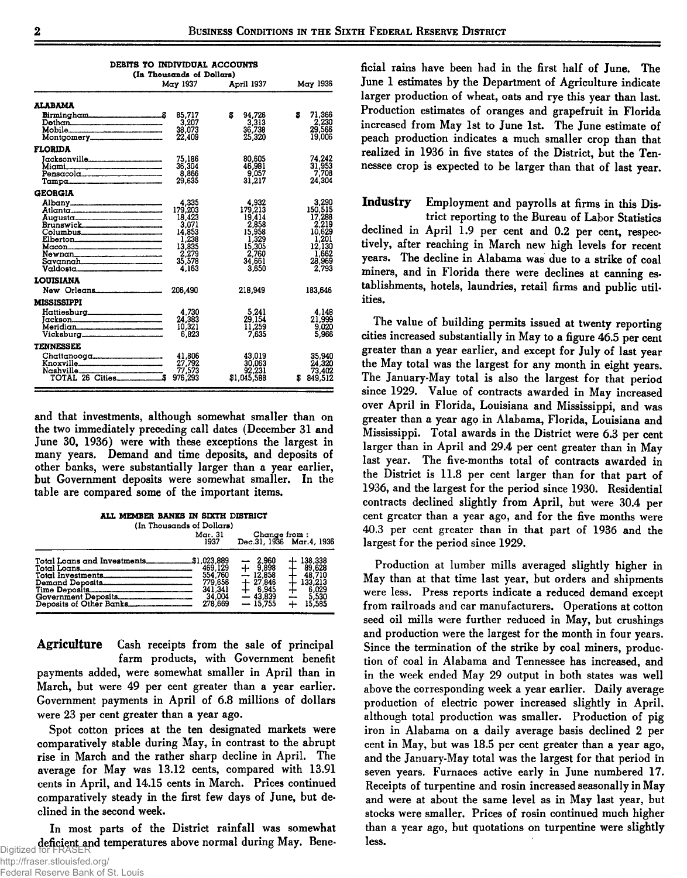**DEBITS TO INDIVIDUAL ACCOUNTS**
(In Thousands of Dollars)

| | May 1937 | April 1937 | May 1936 |
|---|---|---|---|
| **ALABAMA** | | | |
| Birmingham | $ 85,717 | $ 94,726 | $ 71,366 |
| Dothan | 3,207 | 3,313 | 2,230 |
| Mobile | 38,073 | 36,738 | 29,566 |
| Montgomery | 22,409 | 25,320 | 19,006 |
| **FLORIDA** | | | |
| Jacksonville | 75,186 | 80,605 | 74,242 |
| Miami | 36,304 | 46,981 | 31,953 |
| Pensacola | 8,866 | 9,057 | 7,708 |
| Tampa | 29,635 | 31,217 | 24,304 |
| **GEORGIA** | | | |
| Albany | 4,335 | 4,932 | 3,290 |
| Atlanta | 179,203 | 179,213 | 150,515 |
| Augusta | 18,423 | 19,414 | 17,288 |
| Brunswick | 3,071 | 2,858 | 2,219 |
| Columbus | 14,853 | 15,958 | 10,629 |
| Elberton | 1,238 | 1,329 | 1,201 |
| Macon | 13,835 | 15,305 | 12,130 |
| Newnan | 2,279 | 2,760 | 1,662 |
| Savannah | 35,578 | 34,661 | 28,969 |
| Valdosta | 4,163 | 3,650 | 2,793 |
| **LOUISIANA** | | | |
| New Orleans | 206,490 | 218,949 | 183,646 |
| **MISSISSIPPI** | | | |
| Hattiesburg | 4,730 | 5,241 | 4,148 |
| Jackson | 24,383 | 29,154 | 21,999 |
| Meridian | 10,321 | 11,259 | 9,020 |
| Vicksburg | 6,823 | 7,635 | 5,966 |
| **TENNESSEE** | | | |
| Chattanooga | 41,806 | 43,019 | 35,940 |
| Knoxville | 27,792 | 30,063 | 24,320 |
| Nashville | 77,573 | 92,231 | 73,402 |
| TOTAL 26 Cities | $ 976,293 | $1,045,588 | $ 849,512 |

and that investments, although somewhat smaller than on the two immediately preceding call dates (December 31 and June 30, 1936) were with these exceptions the largest in many years. Demand and time deposits, and deposits of other banks, were substantially larger than a year earlier, but Government deposits were somewhat smaller. In the table are compared some of the important items.

**ALL MEMBER BANKS IN SIXTH DISTRICT**
(In Thousands of Dollars)

| | Mar. 31 1937 | Change from: Dec.31, 1936 | Mar.4, 1936 |
|---|---|---|---|
| Total Loans and Investments | $1,023,889 | − 2,960 | + 138,338 |
| Total Loans | 469,129 | + 9,898 | + 89,628 |
| Total Investments | 554,760 | − 12,858 | + 48,710 |
| Demand Deposits | 779,656 | + 27,846 | + 133,213 |
| Time Deposits | 341,341 | + 6,945 | + 6,029 |
| Government Deposits | 34,004 | − 43,839 | − 5,530 |
| Deposits of Other Banks | 278,669 | − 15,755 | + 15,585 |

**Agriculture** Cash receipts from the sale of principal farm products, with Government benefit payments added, were somewhat smaller in April than in March, but were 49 per cent greater than a year earlier. Government payments in April of 6.8 millions of dollars were 23 per cent greater than a year ago.

Spot cotton prices at the ten designated markets were comparatively stable during May, in contrast to the abrupt rise in March and the rather sharp decline in April. The average for May was 13.12 cents, compared with 13.91 cents in April, and 14.15 cents in March. Prices continued comparatively steady in the first few days of June, but declined in the second week.

In most parts of the District rainfall was somewhat deficient and temperatures above normal during May. Beneficial rains have been had in the first half of June. The June 1 estimates by the Department of Agriculture indicate larger production of wheat, oats and rye this year than last. Production estimates of oranges and grapefruit in Florida increased from May 1st to June 1st. The June estimate of peach production indicates a much smaller crop than that realized in 1936 in five states of the District, but the Tennessee crop is expected to be larger than that of last year.

**Industry** Employment and payrolls at firms in this District reporting to the Bureau of Labor Statistics declined in April 1.9 per cent and 0.2 per cent, respectively, after reaching in March new high levels for recent years. The decline in Alabama was due to a strike of coal miners, and in Florida there were declines at canning establishments, hotels, laundries, retail firms and public utilities.

The value of building permits issued at twenty reporting cities increased substantially in May to a figure 46.5 per cent greater than a year earlier, and except for July of last year the May total was the largest for any month in eight years. The January-May total is also the largest for that period since 1929. Value of contracts awarded in May increased over April in Florida, Louisiana and Mississippi, and was greater than a year ago in Alabama, Florida, Louisiana and Mississippi. Total awards in the District were 6.3 per cent larger than in April and 29.4 per cent greater than in May last year. The five-months total of contracts awarded in the District is 11.8 per cent larger than for that part of 1936, and the largest for the period since 1930. Residential contracts declined slightly from April, but were 30.4 per cent greater than a year ago, and for the five months were 40.3 per cent greater than in that part of 1936 and the largest for the period since 1929.

Production at lumber mills averaged slightly higher in May than at that time last year, but orders and shipments were less. Press reports indicate a reduced demand except from railroads and car manufacturers. Operations at cotton seed oil mills were further reduced in May, but crushings and production were the largest for the month in four years. Since the termination of the strike by coal miners, production of coal in Alabama and Tennessee has increased, and in the week ended May 29 output in both states was well above the corresponding week a year earlier. Daily average production of electric power increased slightly in April, although total production was smaller. Production of pig iron in Alabama on a daily average basis declined 2 per cent in May, but was 18.5 per cent greater than a year ago, and the January-May total was the largest for that period in seven years. Furnaces active early in June numbered 17. Receipts of turpentine and rosin increased seasonally in May and were at about the same level as in May last year, but stocks were smaller. Prices of rosin continued much higher than a year ago, but quotations on turpentine were slightly less.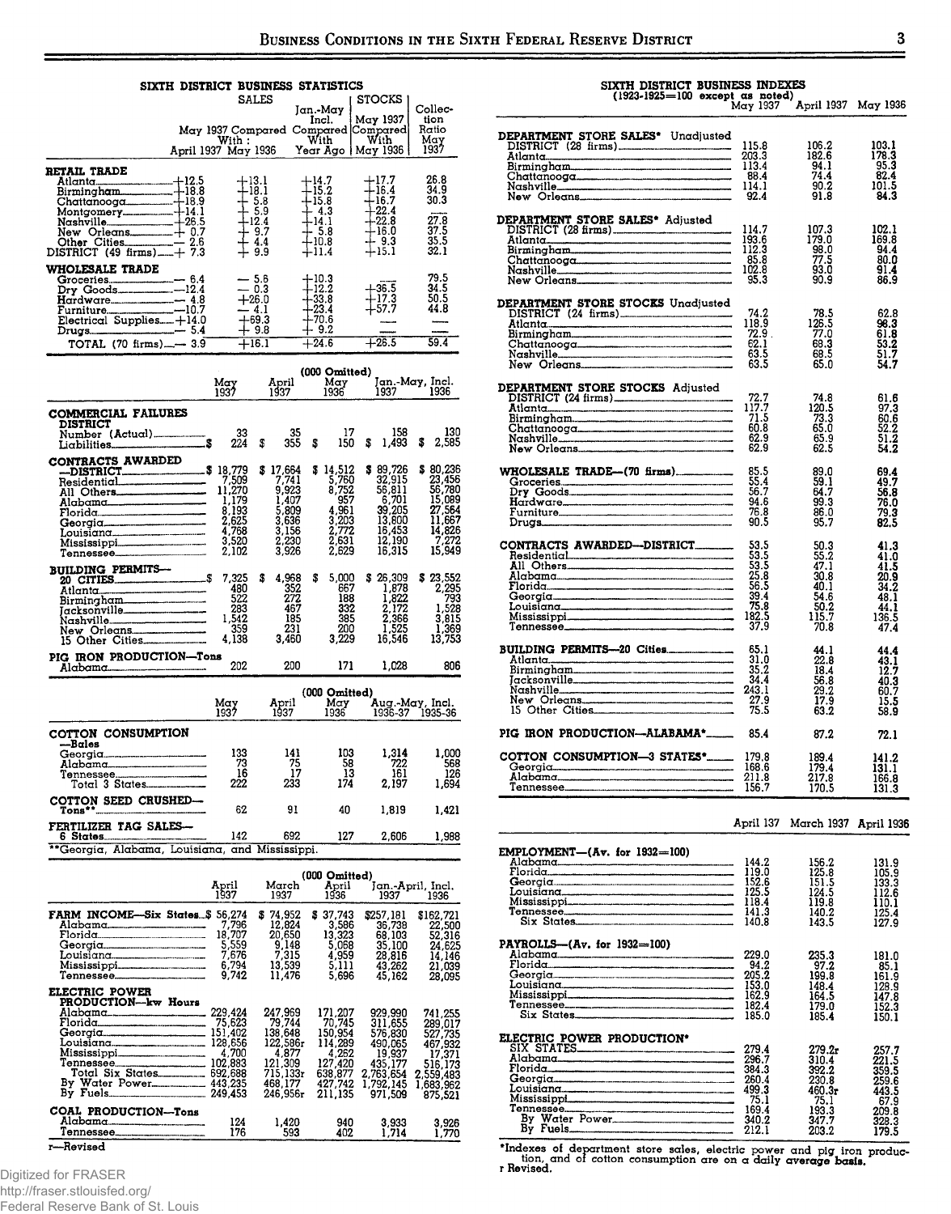## SIXTH DISTRICT BUSINESS STATISTICS

| | SALES May 1937 Compared With: April 1937 | May 1936 | Jan.-May Incl. Compared With Year Ago | STOCKS May 1937 Compared With May 1936 | Collection Ratio May 1937 |
|---|---|---|---|---|---|
| **RETAIL TRADE** | | | | | |
| Atlanta | +12.5 | +13.1 | +14.7 | +17.7 | 26.8 |
| Birmingham | +18.8 | +18.1 | +15.2 | +16.4 | 34.9 |
| Chattanooga | +18.9 | + 5.8 | +15.8 | +16.7 | 30.3 |
| Montgomery | +14.1 | + 5.9 | + 4.3 | +22.4 | ---- |
| Nashville | +26.5 | +12.4 | +14.1 | +22.8 | 27.8 |
| New Orleans | + 0.7 | + 9.7 | + 5.8 | +16.0 | 37.5 |
| Other Cities | — 2.6 | + 4.4 | +10.8 | + 9.3 | 35.5 |
| DISTRICT (49 firms) | + 7.3 | + 9.9 | +11.4 | +15.1 | 32.1 |
| **WHOLESALE TRADE** | | | | | |
| Groceries | — 6.4 | — 5.6 | +10.3 | ---- | 79.5 |
| Dry Goods | —12.4 | — 0.3 | +12.2 | +36.5 | 34.5 |
| Hardware | — 4.8 | +26.0 | +33.8 | +17.3 | 50.5 |
| Furniture | —10.7 | — 4.1 | +23.4 | +57.7 | 44.8 |
| Electrical Supplies | +14.0 | +69.3 | +70.6 | ---- | ---- |
| Drugs | — 5.4 | + 9.8 | + 9.2 | ---- | ---- |
| TOTAL (70 firms) | — 3.9 | +16.1 | +24.6 | +26.5 | 59.4 |

| (000 Omitted) | May 1937 | April 1937 | May 1936 | Jan.-May, Incl. 1937 | Jan.-May, Incl. 1936 |
|---|---|---|---|---|---|
| **COMMERCIAL FAILURES DISTRICT** | | | | | |
| Number (Actual) | 33 | 35 | 17 | 158 | 130 |
| Liabilities | $ 224 | $ 355 | $ 150 | $ 1,493 | $ 2,585 |
| **CONTRACTS AWARDED —DISTRICT** | $ 18,779 | $ 17,664 | $ 14,512 | $ 89,726 | $ 80,236 |
| Residential | 7,509 | 7,741 | 5,760 | 32,915 | 23,456 |
| All Others | 11,270 | 9,923 | 8,752 | 56,811 | 56,780 |
| Alabama | 1,179 | 1,407 | 957 | 6,701 | 15,089 |
| Florida | 8,193 | 5,809 | 4,961 | 39,205 | 27,564 |
| Georgia | 2,625 | 3,636 | 3,203 | 13,800 | 11,667 |
| Louisiana | 4,768 | 3,156 | 2,772 | 16,453 | 14,826 |
| Mississippi | 3,520 | 2,230 | 2,631 | 12,190 | 7,272 |
| Tennessee | 2,102 | 3,926 | 2,629 | 16,315 | 15,949 |
| **BUILDING PERMITS— 20 CITIES** | $ 7,325 | $ 4,968 | $ 5,000 | $ 26,309 | $ 23,552 |
| Atlanta | 480 | 352 | 667 | 1,878 | 2,295 |
| Birmingham | 522 | 272 | 188 | 1,822 | 793 |
| Jacksonville | 283 | 467 | 332 | 2,172 | 1,528 |
| Nashville | 1,542 | 185 | 385 | 2,366 | 3,815 |
| New Orleans | 359 | 231 | 200 | 1,525 | 1,369 |
| 15 Other Cities | 4,138 | 3,460 | 3,229 | 16,546 | 13,753 |
| **PIG IRON PRODUCTION—Tons** | | | | | |
| Alabama | 202 | 200 | 171 | 1,028 | 806 |

| (000 Omitted) | May 1937 | April 1937 | May 1936 | Aug.-May, Incl. 1936-37 | Aug.-May, Incl. 1935-36 |
|---|---|---|---|---|---|
| **COTTON CONSUMPTION —Bales** | | | | | |
| Georgia | 133 | 141 | 103 | 1,314 | 1,000 |
| Alabama | 73 | 75 | 58 | 722 | 568 |
| Tennessee | 16 | 17 | 13 | 161 | 126 |
| Total 3 States | 222 | 233 | 174 | 2,197 | 1,694 |
| **COTTON SEED CRUSHED— Tons**** | 62 | 91 | 40 | 1,819 | 1,421 |
| **FERTILIZER TAG SALES— 6 States** | 142 | 692 | 127 | 2,606 | 1,988 |

**Georgia, Alabama, Louisiana, and Mississippi.

| (000 Omitted) | April 1937 | March 1937 | April 1936 | Jan.-April, Incl. 1937 | Jan.-April, Incl. 1936 |
|---|---|---|---|---|---|
| **FARM INCOME—Six States** | $ 56,274 | $ 74,952 | $ 37,743 | $257,181 | $162,721 |
| Alabama | 7,796 | 12,824 | 3,586 | 36,739 | 22,500 |
| Florida | 18,707 | 20,650 | 13,323 | 68,103 | 52,316 |
| Georgia | 5,559 | 9,148 | 5,068 | 35,100 | 24,625 |
| Louisiana | 7,676 | 7,315 | 4,959 | 28,816 | 14,146 |
| Mississippi | 6,794 | 13,539 | 5,111 | 43,262 | 21,039 |
| Tennessee | 9,742 | 11,476 | 5,696 | 45,162 | 28,095 |
| **ELECTRIC POWER PRODUCTION—kw Hours** | | | | | |
| Alabama | 229,424 | 247,969 | 171,207 | 929,990 | 741,255 |
| Florida | 75,623 | 79,744 | 70,745 | 311,655 | 289,017 |
| Georgia | 151,402 | 138,648 | 150,954 | 576,830 | 527,735 |
| Louisiana | 128,656 | 122,586r | 114,289 | 490,065 | 467,932 |
| Mississippi | 4,700 | 4,877 | 4,262 | 19,937 | 17,371 |
| Tennessee | 102,883 | 121,309 | 127,420 | 435,177 | 516,173 |
| Total Six States | 692,688 | 715,133r | 638,877 | 2,763,654 | 2,559,483 |
| By Water Power | 443,235 | 468,177 | 427,742 | 1,792,145 | 1,683,962 |
| By Fuels | 249,453 | 246,956r | 211,135 | 971,509 | 875,521 |
| **COAL PRODUCTION—Tons** | | | | | |
| Alabama | 124 | 1,420 | 940 | 3,933 | 3,926 |
| Tennessee | 176 | 593 | 402 | 1,714 | 1,770 |

r—Revised

## SIXTH DISTRICT BUSINESS INDEXES
(1923-1925=100 except as noted)

| | May 1937 | April 1937 | May 1936 |
|---|---|---|---|
| **DEPARTMENT STORE SALES* Unadjusted** | | | |
| DISTRICT (28 firms) | 115.8 | 106.2 | 103.1 |
| Atlanta | 203.3 | 182.6 | 178.3 |
| Birmingham | 113.4 | 94.1 | 95.3 |
| Chattanooga | 88.4 | 74.4 | 82.4 |
| Nashville | 114.1 | 90.2 | 101.5 |
| New Orleans | 92.4 | 91.8 | 84.3 |
| **DEPARTMENT STORE SALES* Adjusted** | | | |
| DISTRICT (28 firms) | 114.7 | 107.3 | 102.1 |
| Atlanta | 193.6 | 179.0 | 169.8 |
| Birmingham | 112.3 | 98.0 | 94.4 |
| Chattanooga | 85.8 | 77.5 | 80.0 |
| Nashville | 102.8 | 93.0 | 91.4 |
| New Orleans | 95.3 | 90.9 | 86.9 |
| **DEPARTMENT STORE STOCKS Unadjusted** | | | |
| DISTRICT (24 firms) | 74.2 | 78.5 | 62.8 |
| Atlanta | 118.9 | 126.5 | 98.3 |
| Birmingham | 72.9 | 77.0 | 61.8 |
| Chattanooga | 62.1 | 68.3 | 53.2 |
| Nashville | 63.5 | 68.5 | 51.7 |
| New Orleans | 63.5 | 65.0 | 54.7 |
| **DEPARTMENT STORE STOCKS Adjusted** | | | |
| DISTRICT (24 firms) | 72.7 | 74.8 | 61.6 |
| Atlanta | 117.7 | 120.5 | 97.3 |
| Birmingham | 71.5 | 73.3 | 60.6 |
| Chattanooga | 60.8 | 65.0 | 52.2 |
| Nashville | 62.9 | 65.9 | 51.2 |
| New Orleans | 62.9 | 62.5 | 54.2 |
| **WHOLESALE TRADE—(70 firms)** | 85.5 | 89.0 | 69.4 |
| Groceries | 55.4 | 59.1 | 49.7 |
| Dry Goods | 56.7 | 64.7 | 56.8 |
| Hardware | 94.6 | 99.3 | 76.0 |
| Furniture | 76.8 | 86.0 | 79.3 |
| Drugs | 90.5 | 95.7 | 82.5 |
| **CONTRACTS AWARDED—DISTRICT** | 53.5 | 50.3 | 41.3 |
| Residential | 53.5 | 55.2 | 41.0 |
| All Others | 53.5 | 47.1 | 41.5 |
| Alabama | 25.8 | 30.8 | 20.9 |
| Florida | 56.5 | 40.1 | 34.2 |
| Georgia | 39.4 | 54.6 | 48.1 |
| Louisiana | 75.8 | 50.2 | 44.1 |
| Mississippi | 182.5 | 115.7 | 136.5 |
| Tennessee | 37.9 | 70.8 | 47.4 |
| **BUILDING PERMITS—20 Cities** | 65.1 | 44.1 | 44.4 |
| Atlanta | 31.0 | 22.8 | 43.1 |
| Birmingham | 35.2 | 18.4 | 12.7 |
| Jacksonville | 34.4 | 56.8 | 40.3 |
| Nashville | 243.1 | 29.2 | 60.7 |
| New Orleans | 27.9 | 17.9 | 15.5 |
| 15 Other Cities | 75.5 | 63.2 | 58.9 |
| **PIG IRON PRODUCTION—ALABAMA*** | 85.4 | 87.2 | 72.1 |
| **COTTON CONSUMPTION—3 STATES*** | 179.8 | 189.4 | 141.2 |
| Georgia | 168.6 | 179.4 | 131.1 |
| Alabama | 211.8 | 217.8 | 166.8 |
| Tennessee | 156.7 | 170.5 | 131.3 |

| | April 1937 | March 1937 | April 1936 |
|---|---|---|---|
| **EMPLOYMENT—(Av. for 1932=100)** | | | |
| Alabama | 144.2 | 156.2 | 131.9 |
| Florida | 119.0 | 125.8 | 105.9 |
| Georgia | 152.6 | 151.5 | 133.3 |
| Louisiana | 125.5 | 124.5 | 112.6 |
| Mississippi | 118.4 | 119.8 | 110.1 |
| Tennessee | 141.3 | 140.2 | 125.4 |
| Six States | 140.8 | 143.5 | 127.9 |
| **PAYROLLS—(Av. for 1932=100)** | | | |
| Alabama | 229.0 | 235.3 | 181.0 |
| Florida | 94.2 | 97.2 | 85.1 |
| Georgia | 205.2 | 199.8 | 161.9 |
| Louisiana | 153.0 | 148.4 | 128.9 |
| Mississippi | 162.9 | 164.5 | 147.8 |
| Tennessee | 182.4 | 179.0 | 152.3 |
| Six States | 185.0 | 185.4 | 150.1 |
| **ELECTRIC POWER PRODUCTION*** | | | |
| SIX STATES | 279.4 | 279.2r | 257.7 |
| Alabama | 296.7 | 310.4 | 221.5 |
| Florida | 384.3 | 392.2 | 359.5 |
| Georgia | 260.4 | 230.8 | 259.6 |
| Louisiana | 499.3 | 460.3r | 443.5 |
| Mississippi | 75.1 | 75.1 | 67.9 |
| Tennessee | 169.4 | 193.3 | 209.8 |
| By Water Power | 340.2 | 347.7 | 328.3 |
| By Fuels | 212.1 | 203.2 | 179.5 |

*Indexes of department store sales, electric power and pig iron production, and of cotton consumption are on a daily average basis.
r Revised.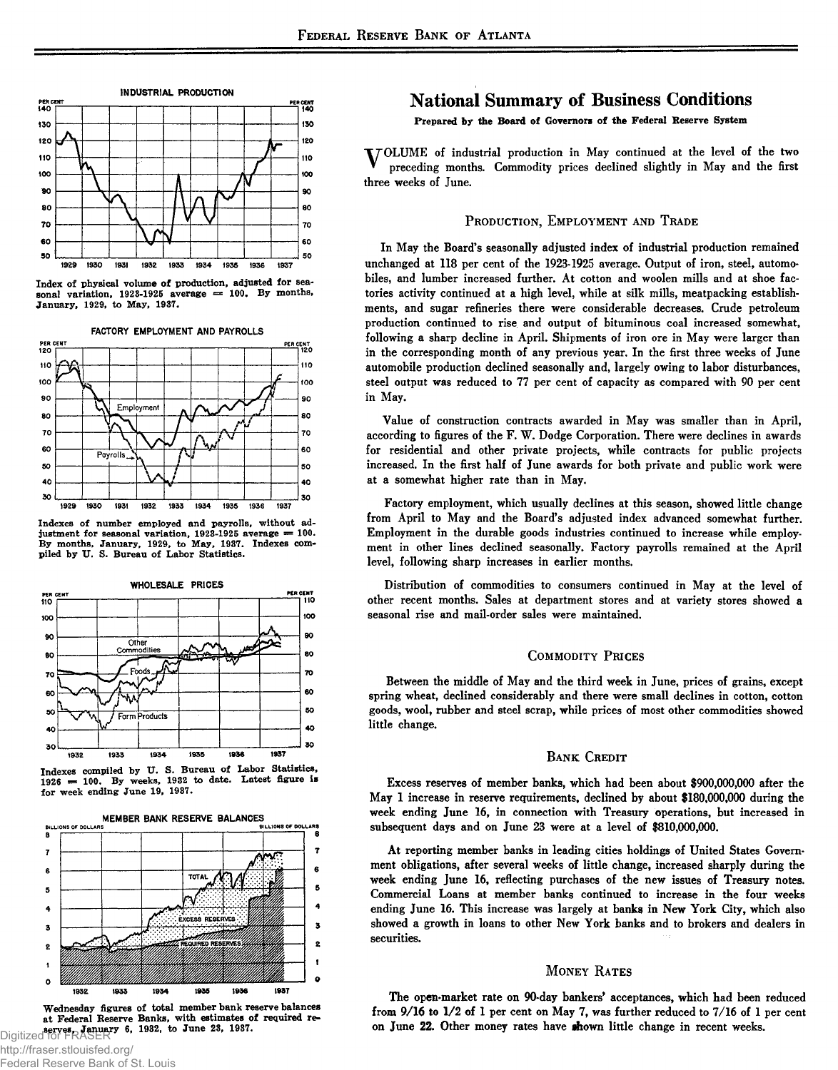INDUSTRIAL PRODUCTION

PER CENT 140 130 120 110 100 90 80 70 60 50

1929 1930 1931 1932 1933 1934 1935 1936 1937

Index of physical volume of production, adjusted for seasonal variation, 1923-1925 average = 100. By months, January, 1929, to May, 1937.

FACTORY EMPLOYMENT AND PAYROLLS

PER CENT 120 110 100 90 80 70 60 50 40 30

Employment

Payrolls

1929 1930 1931 1932 1933 1934 1935 1936 1937

Indexes of number employed and payrolls, without adjustment for seasonal variation, 1923-1925 average = 100. By months, January, 1929, to May, 1937. Indexes compiled by U. S. Bureau of Labor Statistics.

WHOLESALE PRICES

PER CENT 110 100 90 80 70 60 50 40 30

Other Commodities

Foods

Farm Products

1932 1933 1934 1935 1936 1937

Indexes compiled by U. S. Bureau of Labor Statistics, 1926 = 100. By weeks, 1932 to date. Latest figure is for week ending June 19, 1937.

MEMBER BANK RESERVE BALANCES

BILLIONS OF DOLLARS 8 7 6 5 4 3 2 1 0

TOTAL

EXCESS RESERVES

REQUIRED RESERVES

1932 1933 1934 1935 1936 1937

Wednesday figures of total member bank reserve balances at Federal Reserve Banks, with estimates of required reserves, January 6, 1932, to June 23, 1937.

# National Summary of Business Conditions

**Prepared by the Board of Governors of the Federal Reserve System**

VOLUME of industrial production in May continued at the level of the two preceding months. Commodity prices declined slightly in May and the first three weeks of June.

## Production, Employment and Trade

In May the Board's seasonally adjusted index of industrial production remained unchanged at 118 per cent of the 1923-1925 average. Output of iron, steel, automobiles, and lumber increased further. At cotton and woolen mills and at shoe factories activity continued at a high level, while at silk mills, meatpacking establishments, and sugar refineries there were considerable decreases. Crude petroleum production continued to rise and output of bituminous coal increased somewhat, following a sharp decline in April. Shipments of iron ore in May were larger than in the corresponding month of any previous year. In the first three weeks of June automobile production declined seasonally and, largely owing to labor disturbances, steel output was reduced to 77 per cent of capacity as compared with 90 per cent in May.

Value of construction contracts awarded in May was smaller than in April, according to figures of the F. W. Dodge Corporation. There were declines in awards for residential and other private projects, while contracts for public projects increased. In the first half of June awards for both private and public work were at a somewhat higher rate than in May.

Factory employment, which usually declines at this season, showed little change from April to May and the Board's adjusted index advanced somewhat further. Employment in the durable goods industries continued to increase while employment in other lines declined seasonally. Factory payrolls remained at the April level, following sharp increases in earlier months.

Distribution of commodities to consumers continued in May at the level of other recent months. Sales at department stores and at variety stores showed a seasonal rise and mail-order sales were maintained.

## Commodity Prices

Between the middle of May and the third week in June, prices of grains, except spring wheat, declined considerably and there were small declines in cotton, cotton goods, wool, rubber and steel scrap, while prices of most other commodities showed little change.

## Bank Credit

Excess reserves of member banks, which had been about $900,000,000 after the May 1 increase in reserve requirements, declined by about $180,000,000 during the week ending June 16, in connection with Treasury operations, but increased in subsequent days and on June 23 were at a level of $810,000,000.

At reporting member banks in leading cities holdings of United States Government obligations, after several weeks of little change, increased sharply during the week ending June 16, reflecting purchases of the new issues of Treasury notes. Commercial Loans at member banks continued to increase in the four weeks ending June 16. This increase was largely at banks in New York City, which also showed a growth in loans to other New York banks and to brokers and dealers in securities.

## Money Rates

The open-market rate on 90-day bankers' acceptances, which had been reduced from 9/16 to 1/2 of 1 per cent on May 7, was further reduced to 7/16 of 1 per cent on June 22. Other money rates have shown little change in recent weeks.